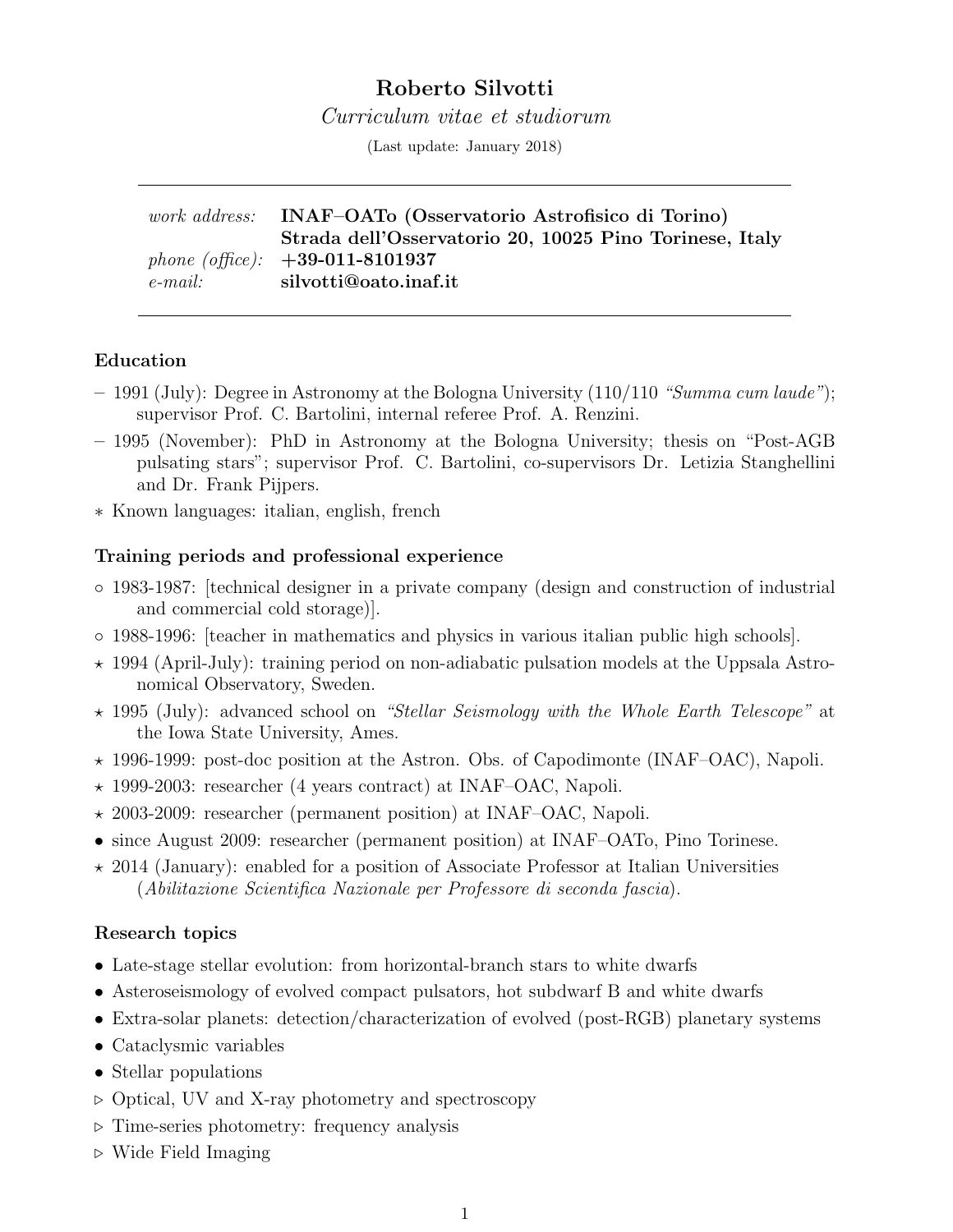# Roberto Silvotti

*Curriculum vitae et studiorum*

(Last update: January 2018)

---

| | |
|---|---|
| *work address:* | **INAF–OATo (Osservatorio Astrofisico di Torino)** |
| | **Strada dell'Osservatorio 20, 10025 Pino Torinese, Italy** |
| *phone (office):* | **+39-011-8101937** |
| *e-mail:* | **silvotti@oato.inaf.it** |

---

### Education

– 1991 (July): Degree in Astronomy at the Bologna University (110/110 *"Summa cum laude"*); supervisor Prof. C. Bartolini, internal referee Prof. A. Renzini.

– 1995 (November): PhD in Astronomy at the Bologna University; thesis on "Post-AGB pulsating stars"; supervisor Prof. C. Bartolini, co-supervisors Dr. Letizia Stanghellini and Dr. Frank Pijpers.

∗ Known languages: italian, english, french

### Training periods and professional experience

◦ 1983-1987: [technical designer in a private company (design and construction of industrial and commercial cold storage)].

◦ 1988-1996: [teacher in mathematics and physics in various italian public high schools].

⋆ 1994 (April-July): training period on non-adiabatic pulsation models at the Uppsala Astronomical Observatory, Sweden.

⋆ 1995 (July): advanced school on *"Stellar Seismology with the Whole Earth Telescope"* at the Iowa State University, Ames.

⋆ 1996-1999: post-doc position at the Astron. Obs. of Capodimonte (INAF–OAC), Napoli.

⋆ 1999-2003: researcher (4 years contract) at INAF–OAC, Napoli.

⋆ 2003-2009: researcher (permanent position) at INAF–OAC, Napoli.

• since August 2009: researcher (permanent position) at INAF–OATo, Pino Torinese.

⋆ 2014 (January): enabled for a position of Associate Professor at Italian Universities (*Abilitazione Scientifica Nazionale per Professore di seconda fascia*).

### Research topics

• Late-stage stellar evolution: from horizontal-branch stars to white dwarfs

• Asteroseismology of evolved compact pulsators, hot subdwarf B and white dwarfs

• Extra-solar planets: detection/characterization of evolved (post-RGB) planetary systems

• Cataclysmic variables

• Stellar populations

▹ Optical, UV and X-ray photometry and spectroscopy

▹ Time-series photometry: frequency analysis

▹ Wide Field Imaging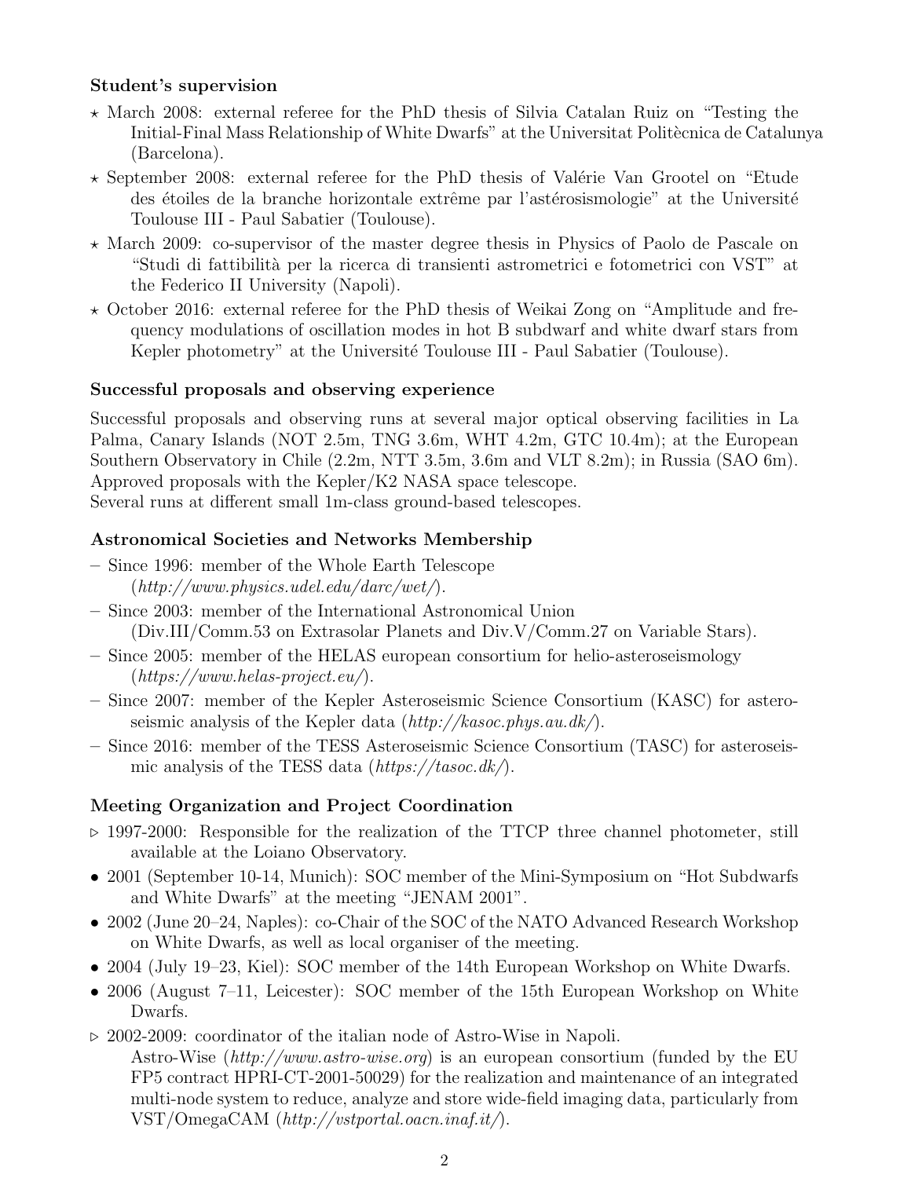### Student's supervision

- ⋆ March 2008: external referee for the PhD thesis of Silvia Catalan Ruiz on "Testing the Initial-Final Mass Relationship of White Dwarfs" at the Universitat Politècnica de Catalunya (Barcelona).
- ⋆ September 2008: external referee for the PhD thesis of Valérie Van Grootel on "Etude des étoiles de la branche horizontale extrême par l'astérosismologie" at the Université Toulouse III - Paul Sabatier (Toulouse).
- ⋆ March 2009: co-supervisor of the master degree thesis in Physics of Paolo de Pascale on "Studi di fattibilità per la ricerca di transienti astrometrici e fotometrici con VST" at the Federico II University (Napoli).
- ⋆ October 2016: external referee for the PhD thesis of Weikai Zong on "Amplitude and frequency modulations of oscillation modes in hot B subdwarf and white dwarf stars from Kepler photometry" at the Université Toulouse III - Paul Sabatier (Toulouse).

### Successful proposals and observing experience

Successful proposals and observing runs at several major optical observing facilities in La Palma, Canary Islands (NOT 2.5m, TNG 3.6m, WHT 4.2m, GTC 10.4m); at the European Southern Observatory in Chile (2.2m, NTT 3.5m, 3.6m and VLT 8.2m); in Russia (SAO 6m).
Approved proposals with the Kepler/K2 NASA space telescope.
Several runs at different small 1m-class ground-based telescopes.

### Astronomical Societies and Networks Membership

- Since 1996: member of the Whole Earth Telescope (*http://www.physics.udel.edu/darc/wet/*).
- Since 2003: member of the International Astronomical Union (Div.III/Comm.53 on Extrasolar Planets and Div.V/Comm.27 on Variable Stars).
- Since 2005: member of the HELAS european consortium for helio-asteroseismology (*https://www.helas-project.eu/*).
- Since 2007: member of the Kepler Asteroseismic Science Consortium (KASC) for asteroseismic analysis of the Kepler data (*http://kasoc.phys.au.dk/*).
- Since 2016: member of the TESS Asteroseismic Science Consortium (TASC) for asteroseismic analysis of the TESS data (*https://tasoc.dk/*).

### Meeting Organization and Project Coordination

- ▷ 1997-2000: Responsible for the realization of the TTCP three channel photometer, still available at the Loiano Observatory.
- • 2001 (September 10-14, Munich): SOC member of the Mini-Symposium on "Hot Subdwarfs and White Dwarfs" at the meeting "JENAM 2001".
- • 2002 (June 20–24, Naples): co-Chair of the SOC of the NATO Advanced Research Workshop on White Dwarfs, as well as local organiser of the meeting.
- • 2004 (July 19–23, Kiel): SOC member of the 14th European Workshop on White Dwarfs.
- • 2006 (August 7–11, Leicester): SOC member of the 15th European Workshop on White Dwarfs.
- ▷ 2002-2009: coordinator of the italian node of Astro-Wise in Napoli.
  Astro-Wise (*http://www.astro-wise.org*) is an european consortium (funded by the EU FP5 contract HPRI-CT-2001-50029) for the realization and maintenance of an integrated multi-node system to reduce, analyze and store wide-field imaging data, particularly from VST/OmegaCAM (*http://vstportal.oacn.inaf.it/*).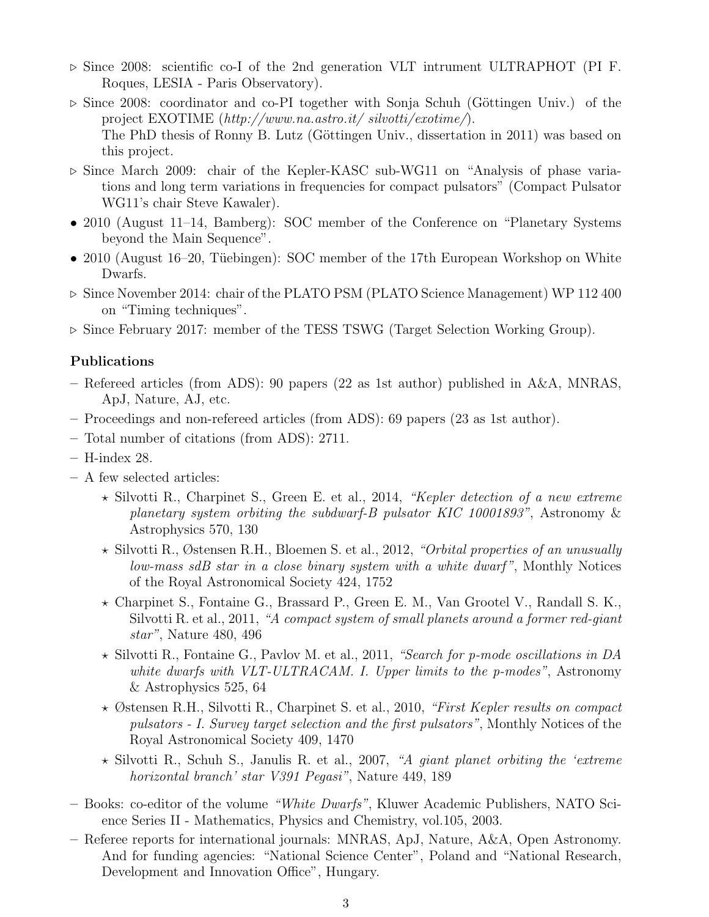- ▷ Since 2008: scientific co-I of the 2nd generation VLT intrument ULTRAPHOT (PI F. Roques, LESIA - Paris Observatory).
- ▷ Since 2008: coordinator and co-PI together with Sonja Schuh (Göttingen Univ.) of the project EXOTIME (*http://www.na.astro.it/ silvotti/exotime/*). The PhD thesis of Ronny B. Lutz (Göttingen Univ., dissertation in 2011) was based on this project.
- ▷ Since March 2009: chair of the Kepler-KASC sub-WG11 on "Analysis of phase variations and long term variations in frequencies for compact pulsators" (Compact Pulsator WG11's chair Steve Kawaler).
- • 2010 (August 11–14, Bamberg): SOC member of the Conference on "Planetary Systems beyond the Main Sequence".
- • 2010 (August 16–20, Tüebingen): SOC member of the 17th European Workshop on White Dwarfs.
- ▷ Since November 2014: chair of the PLATO PSM (PLATO Science Management) WP 112 400 on "Timing techniques".
- ▷ Since February 2017: member of the TESS TSWG (Target Selection Working Group).

**Publications**

- – Refereed articles (from ADS): 90 papers (22 as 1st author) published in A&A, MNRAS, ApJ, Nature, AJ, etc.
- – Proceedings and non-refereed articles (from ADS): 69 papers (23 as 1st author).
- – Total number of citations (from ADS): 2711.
- – H-index 28.
- – A few selected articles:
  - ⋆ Silvotti R., Charpinet S., Green E. et al., 2014, *"Kepler detection of a new extreme planetary system orbiting the subdwarf-B pulsator KIC 10001893"*, Astronomy & Astrophysics 570, 130
  - ⋆ Silvotti R., Østensen R.H., Bloemen S. et al., 2012, *"Orbital properties of an unusually low-mass sdB star in a close binary system with a white dwarf"*, Monthly Notices of the Royal Astronomical Society 424, 1752
  - ⋆ Charpinet S., Fontaine G., Brassard P., Green E. M., Van Grootel V., Randall S. K., Silvotti R. et al., 2011, *"A compact system of small planets around a former red-giant star"*, Nature 480, 496
  - ⋆ Silvotti R., Fontaine G., Pavlov M. et al., 2011, *"Search for p-mode oscillations in DA white dwarfs with VLT-ULTRACAM. I. Upper limits to the p-modes"*, Astronomy & Astrophysics 525, 64
  - ⋆ Østensen R.H., Silvotti R., Charpinet S. et al., 2010, *"First Kepler results on compact pulsators - I. Survey target selection and the first pulsators"*, Monthly Notices of the Royal Astronomical Society 409, 1470
  - ⋆ Silvotti R., Schuh S., Janulis R. et al., 2007, *"A giant planet orbiting the 'extreme horizontal branch' star V391 Pegasi"*, Nature 449, 189
- – Books: co-editor of the volume *"White Dwarfs"*, Kluwer Academic Publishers, NATO Science Series II - Mathematics, Physics and Chemistry, vol.105, 2003.
- – Referee reports for international journals: MNRAS, ApJ, Nature, A&A, Open Astronomy. And for funding agencies: "National Science Center", Poland and "National Research, Development and Innovation Office", Hungary.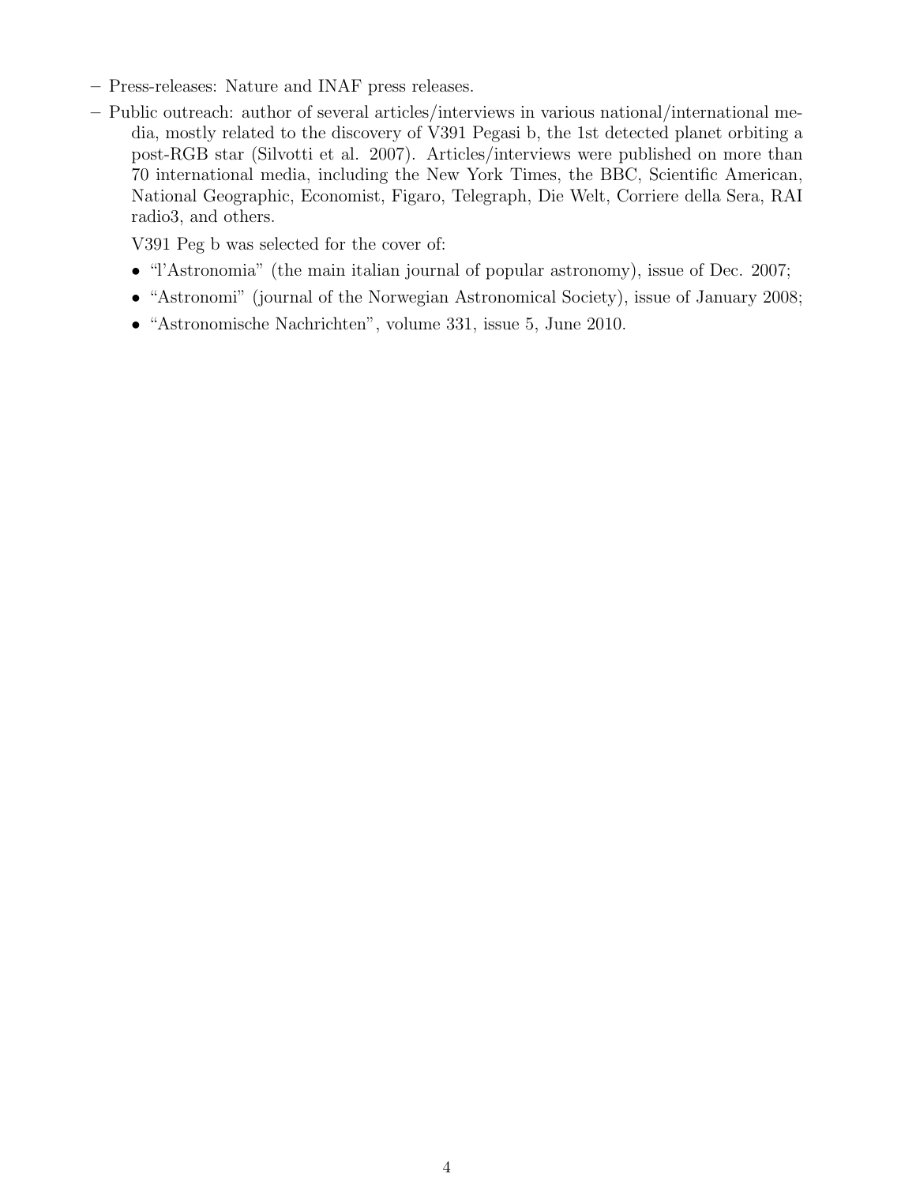- Press-releases: Nature and INAF press releases.
- Public outreach: author of several articles/interviews in various national/international media, mostly related to the discovery of V391 Pegasi b, the 1st detected planet orbiting a post-RGB star (Silvotti et al. 2007). Articles/interviews were published on more than 70 international media, including the New York Times, the BBC, Scientific American, National Geographic, Economist, Figaro, Telegraph, Die Welt, Corriere della Sera, RAI radio3, and others.

  V391 Peg b was selected for the cover of:

  - "l'Astronomia" (the main italian journal of popular astronomy), issue of Dec. 2007;
  - "Astronomi" (journal of the Norwegian Astronomical Society), issue of January 2008;
  - "Astronomische Nachrichten", volume 331, issue 5, June 2010.